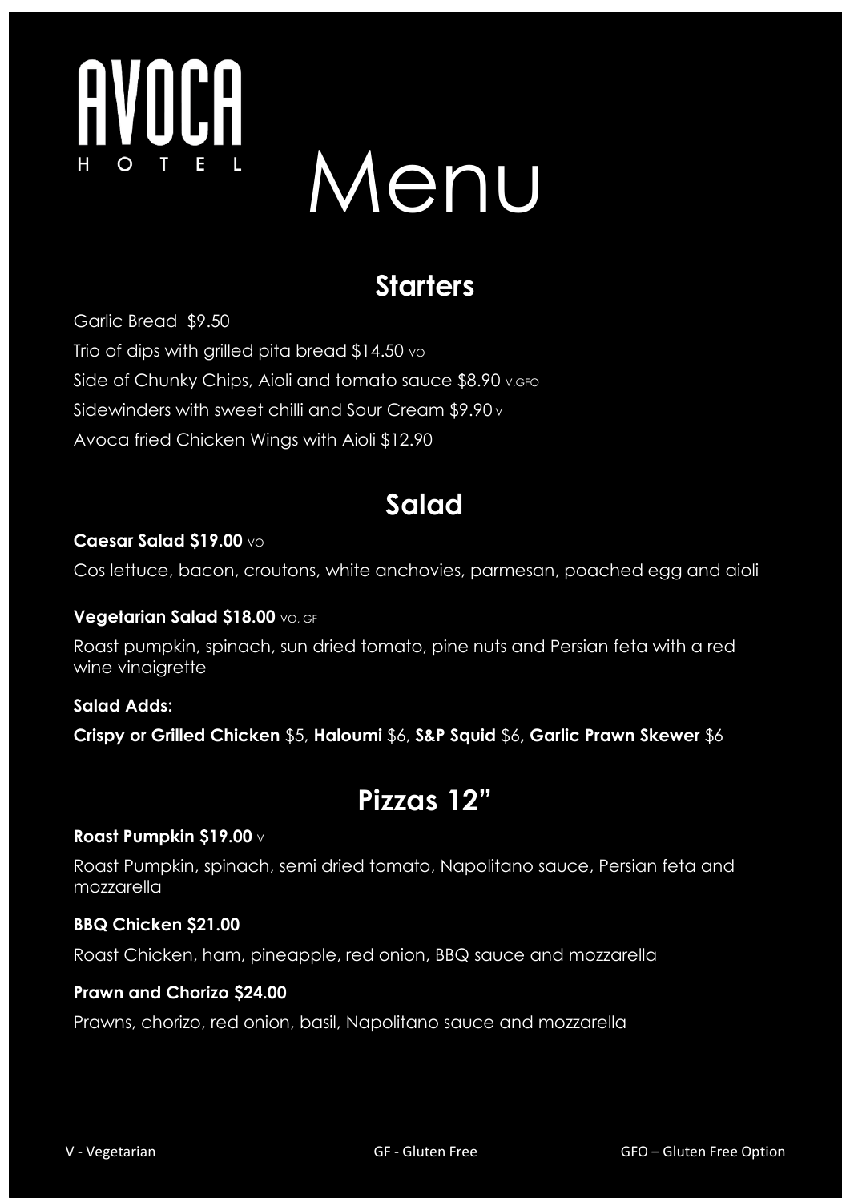# AVOCA HOTEL Menu

## Starters

Garlic Bread $9.50

Trio of dips with grilled pita bread $14.50 VO

Side of Chunky Chips, Aioli and tomato sauce $8.90 V,GFO

Sidewinders with sweet chilli and Sour Cream $9.90 V

Avoca fried Chicken Wings with Aioli $12.90

## Salad

**Caesar Salad $19.00** VO

Cos lettuce, bacon, croutons, white anchovies, parmesan, poached egg and aioli

**Vegetarian Salad $18.00** VO, GF

Roast pumpkin, spinach, sun dried tomato, pine nuts and Persian feta with a red wine vinaigrette

**Salad Adds:**

**Crispy or Grilled Chicken** $5, **Haloumi** $6, **S&P Squid** $6**, Garlic Prawn Skewer** $6

## Pizzas 12"

**Roast Pumpkin $19.00** V

Roast Pumpkin, spinach, semi dried tomato, Napolitano sauce, Persian feta and mozzarella

**BBQ Chicken $21.00**

Roast Chicken, ham, pineapple, red onion, BBQ sauce and mozzarella

**Prawn and Chorizo $24.00**

Prawns, chorizo, red onion, basil, Napolitano sauce and mozzarella

V - Vegetarian GF - Gluten Free GFO – Gluten Free Option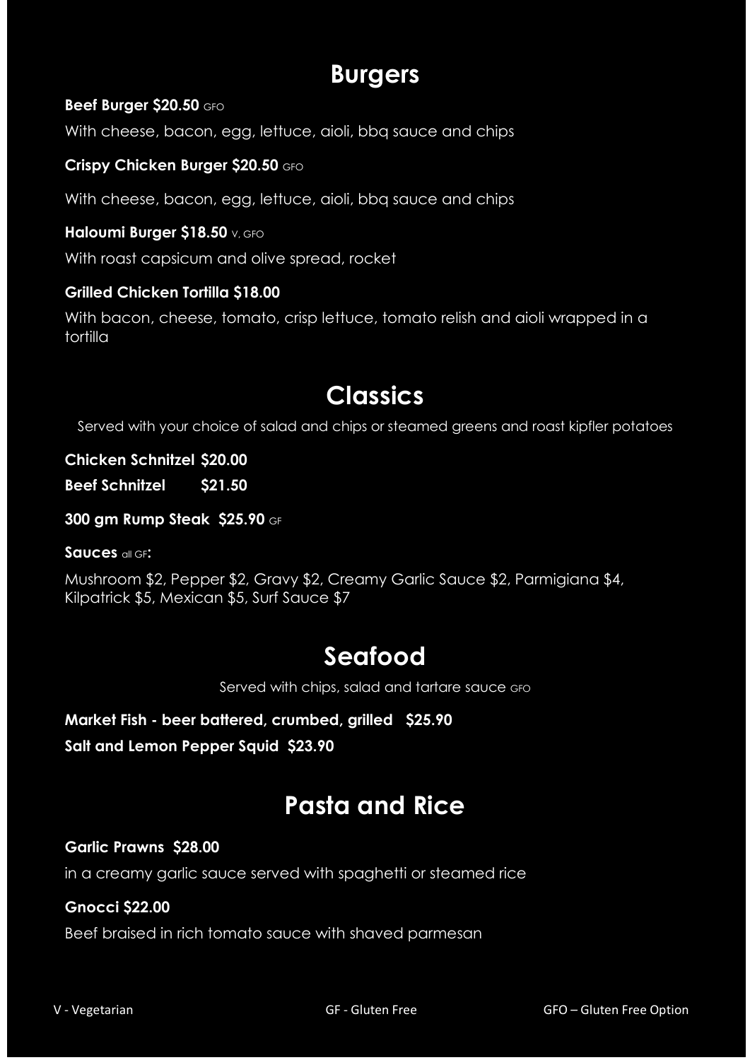## Burgers

**Beef Burger $20.50** GFO

With cheese, bacon, egg, lettuce, aioli, bbq sauce and chips

**Crispy Chicken Burger $20.50** GFO

With cheese, bacon, egg, lettuce, aioli, bbq sauce and chips

**Haloumi Burger $18.50** V, GFO

With roast capsicum and olive spread, rocket

**Grilled Chicken Tortilla $18.00**

With bacon, cheese, tomato, crisp lettuce, tomato relish and aioli wrapped in a tortilla

## Classics

Served with your choice of salad and chips or steamed greens and roast kipfler potatoes

**Chicken Schnitzel $20.00**

**Beef Schnitzel $21.50**

**300 gm Rump Steak $25.90** GF

**Sauces** all GF**:**

Mushroom $2, Pepper $2, Gravy $2, Creamy Garlic Sauce $2, Parmigiana $4, Kilpatrick $5, Mexican $5, Surf Sauce $7

## Seafood

Served with chips, salad and tartare sauce GFO

**Market Fish - beer battered, crumbed, grilled $25.90**

**Salt and Lemon Pepper Squid $23.90**

## Pasta and Rice

**Garlic Prawns $28.00**

in a creamy garlic sauce served with spaghetti or steamed rice

**Gnocci $22.00**

Beef braised in rich tomato sauce with shaved parmesan

V - Vegetarian GF - Gluten Free GFO – Gluten Free Option